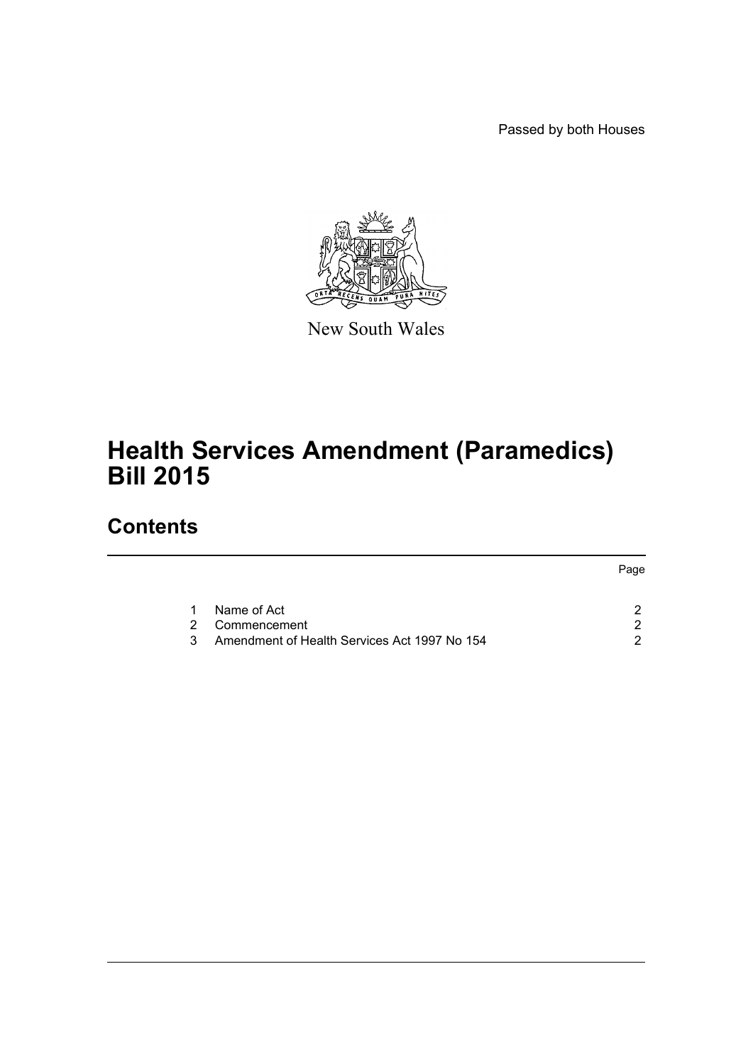Passed by both Houses

New South Wales

# Health Services Amendment (Paramedics) Bill 2015

## Contents

| | | Page |
|---|---|---|
| 1 | Name of Act | 2 |
| 2 | Commencement | 2 |
| 3 | Amendment of Health Services Act 1997 No 154 | 2 |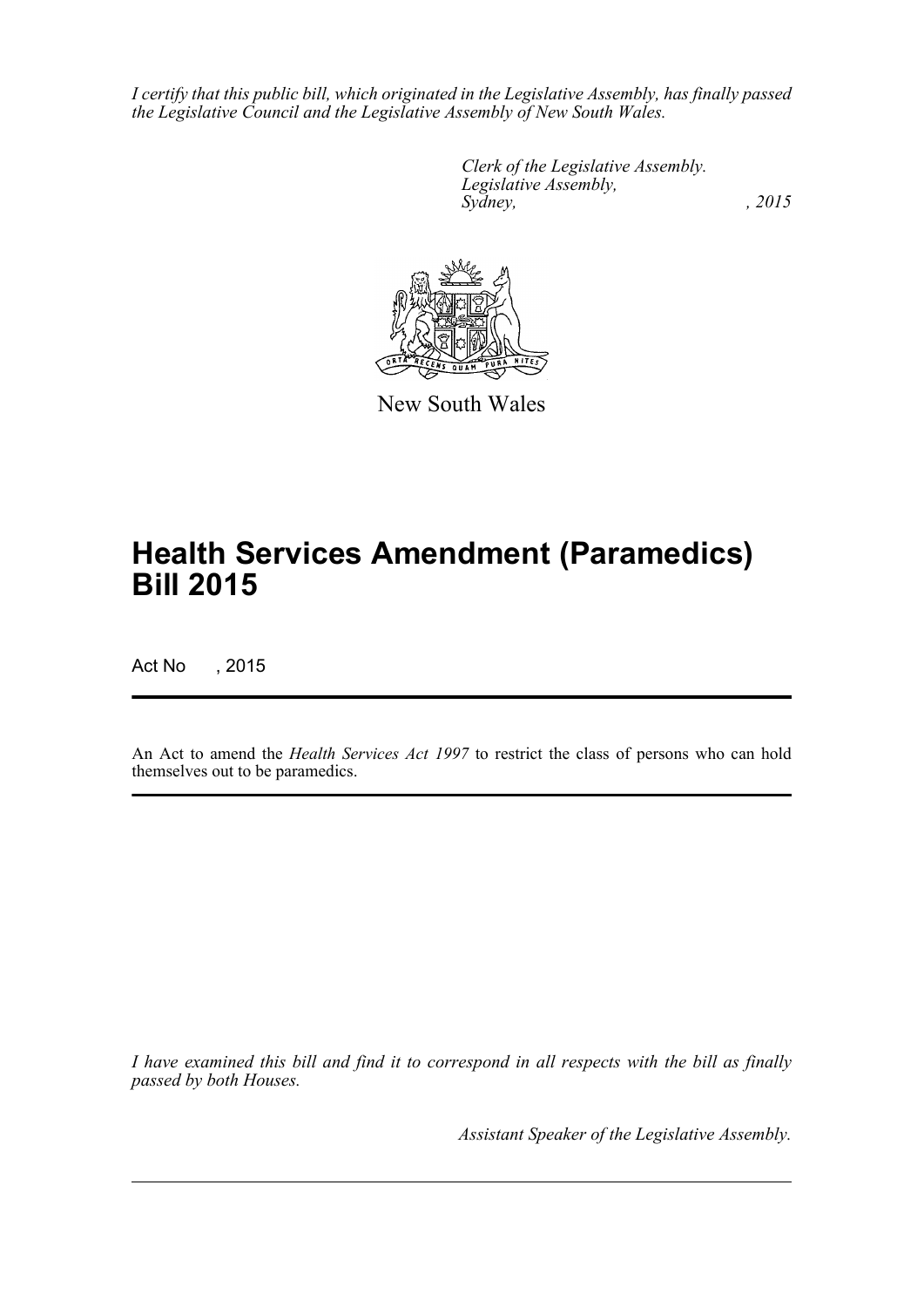*I certify that this public bill, which originated in the Legislative Assembly, has finally passed the Legislative Council and the Legislative Assembly of New South Wales.*

*Clerk of the Legislative Assembly.*
*Legislative Assembly,*
*Sydney, , 2015*

New South Wales

# Health Services Amendment (Paramedics) Bill 2015

Act No , 2015

An Act to amend the *Health Services Act 1997* to restrict the class of persons who can hold themselves out to be paramedics.

*I have examined this bill and find it to correspond in all respects with the bill as finally passed by both Houses.*

*Assistant Speaker of the Legislative Assembly.*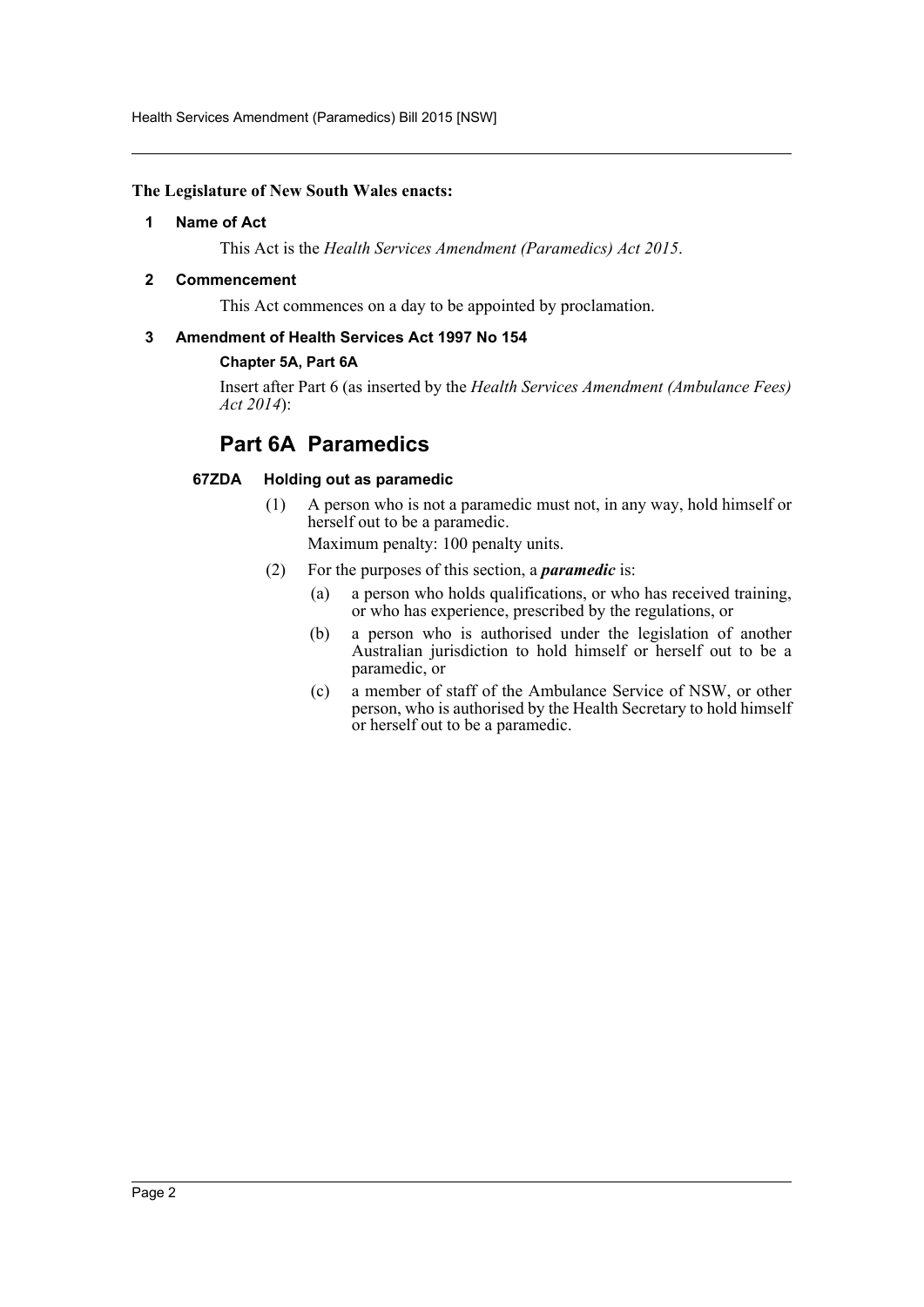**The Legislature of New South Wales enacts:**

## 1 Name of Act

This Act is the *Health Services Amendment (Paramedics) Act 2015*.

## 2 Commencement

This Act commences on a day to be appointed by proclamation.

## 3 Amendment of Health Services Act 1997 No 154

### Chapter 5A, Part 6A

Insert after Part 6 (as inserted by the *Health Services Amendment (Ambulance Fees) Act 2014*):

# Part 6A Paramedics

### 67ZDA Holding out as paramedic

(1) A person who is not a paramedic must not, in any way, hold himself or herself out to be a paramedic.

Maximum penalty: 100 penalty units.

(2) For the purposes of this section, a ***paramedic*** is:

(a) a person who holds qualifications, or who has received training, or who has experience, prescribed by the regulations, or

(b) a person who is authorised under the legislation of another Australian jurisdiction to hold himself or herself out to be a paramedic, or

(c) a member of staff of the Ambulance Service of NSW, or other person, who is authorised by the Health Secretary to hold himself or herself out to be a paramedic.